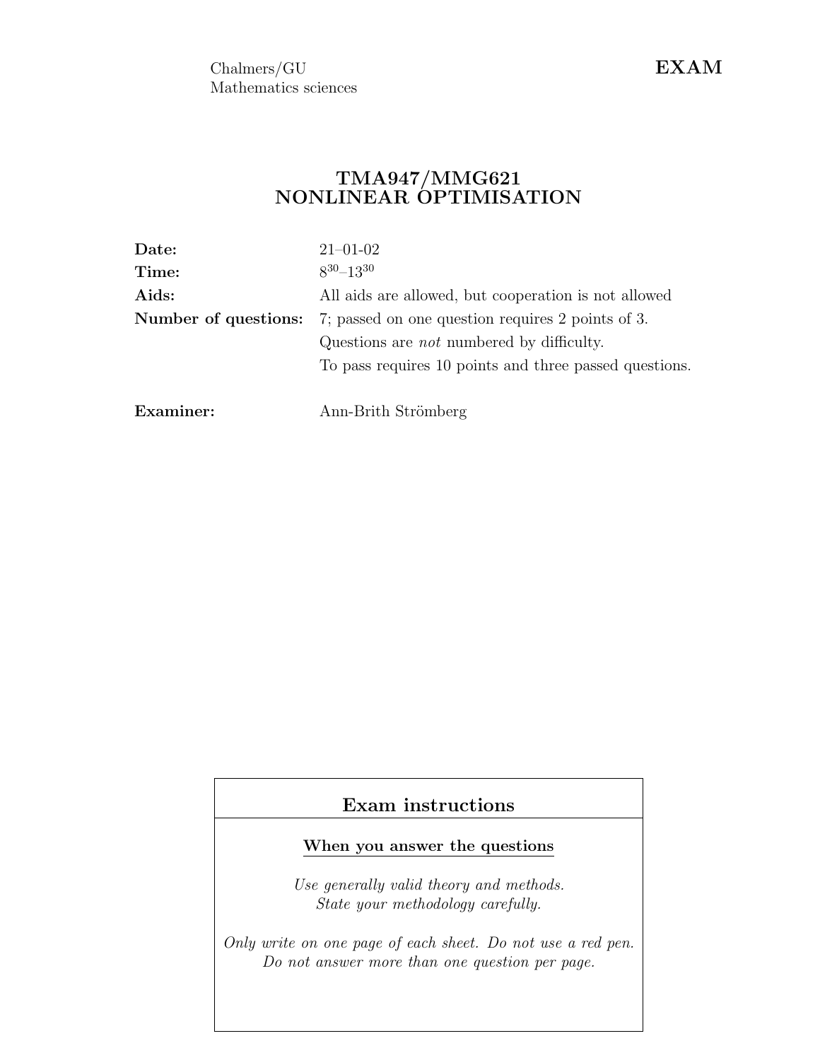Chalmers/GU
Mathematics sciences

**EXAM**

# TMA947/MMG621 NONLINEAR OPTIMISATION

| | |
|---|---|
| **Date:** | 21–01-02 |
| **Time:** | $8^{30}$–$13^{30}$ |
| **Aids:** | All aids are allowed, but cooperation is not allowed |
| **Number of questions:** | 7; passed on one question requires 2 points of 3. |
| | Questions are *not* numbered by difficulty. |
| | To pass requires 10 points and three passed questions. |
| **Examiner:** | Ann-Brith Strömberg |

## Exam instructions

**When you answer the questions**

*Use generally valid theory and methods.*
*State your methodology carefully.*

*Only write on one page of each sheet. Do not use a red pen.*
*Do not answer more than one question per page.*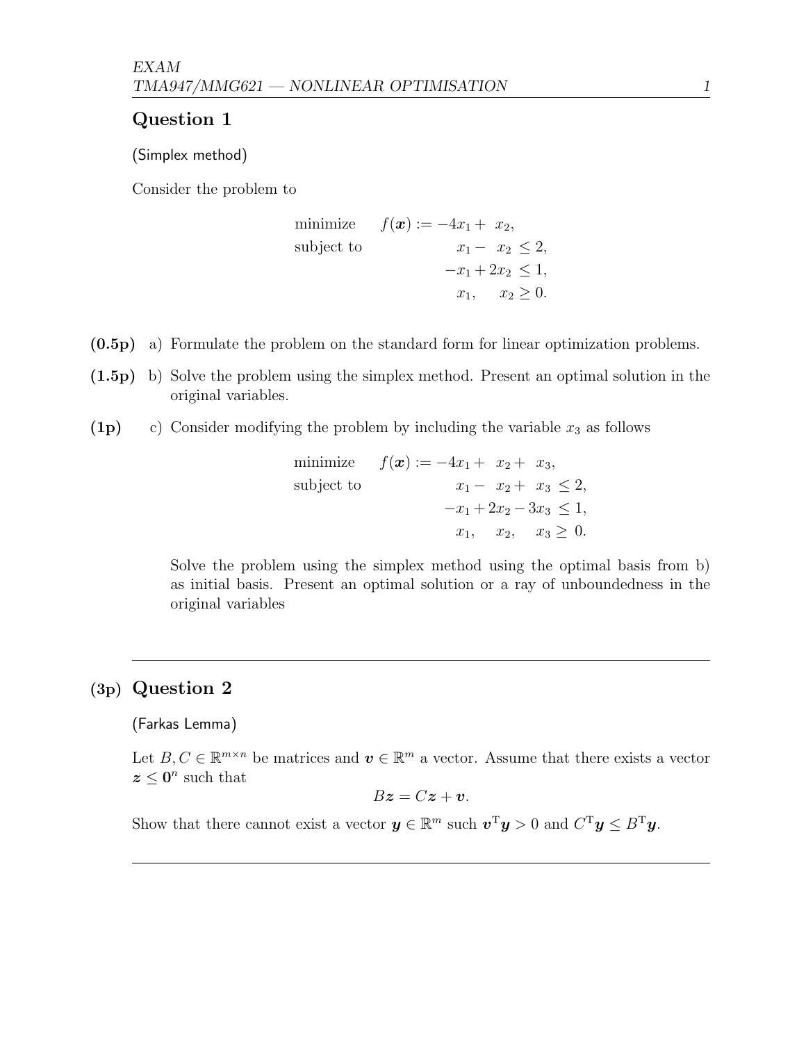## Question 1

(Simplex method)

Consider the problem to

$$
\begin{aligned}
\text{minimize} \quad & f(\boldsymbol{x}) := -4x_1 + x_2, \\
\text{subject to} \quad & x_1 - x_2 \leq 2, \\
& -x_1 + 2x_2 \leq 1, \\
& x_1, \quad x_2 \geq 0.
\end{aligned}
$$

**(0.5p)** a) Formulate the problem on the standard form for linear optimization problems.

**(1.5p)** b) Solve the problem using the simplex method. Present an optimal solution in the original variables.

**(1p)** c) Consider modifying the problem by including the variable $x_3$ as follows

$$
\begin{aligned}
\text{minimize} \quad & f(\boldsymbol{x}) := -4x_1 + x_2 + x_3, \\
\text{subject to} \quad & x_1 - x_2 + x_3 \leq 2, \\
& -x_1 + 2x_2 - 3x_3 \leq 1, \\
& x_1, \quad x_2, \quad x_3 \geq 0.
\end{aligned}
$$

Solve the problem using the simplex method using the optimal basis from b) as initial basis. Present an optimal solution or a ray of unboundedness in the original variables

---

## (3p) Question 2

(Farkas Lemma)

Let $B, C \in \mathbb{R}^{m \times n}$ be matrices and $\boldsymbol{v} \in \mathbb{R}^m$ a vector. Assume that there exists a vector $\boldsymbol{z} \leq \mathbf{0}^n$ such that

$$
B\boldsymbol{z} = C\boldsymbol{z} + \boldsymbol{v}.
$$

Show that there cannot exist a vector $\boldsymbol{y} \in \mathbb{R}^m$ such $\boldsymbol{v}^{\mathrm{T}}\boldsymbol{y} > 0$ and $C^{\mathrm{T}}\boldsymbol{y} \leq B^{\mathrm{T}}\boldsymbol{y}$.

---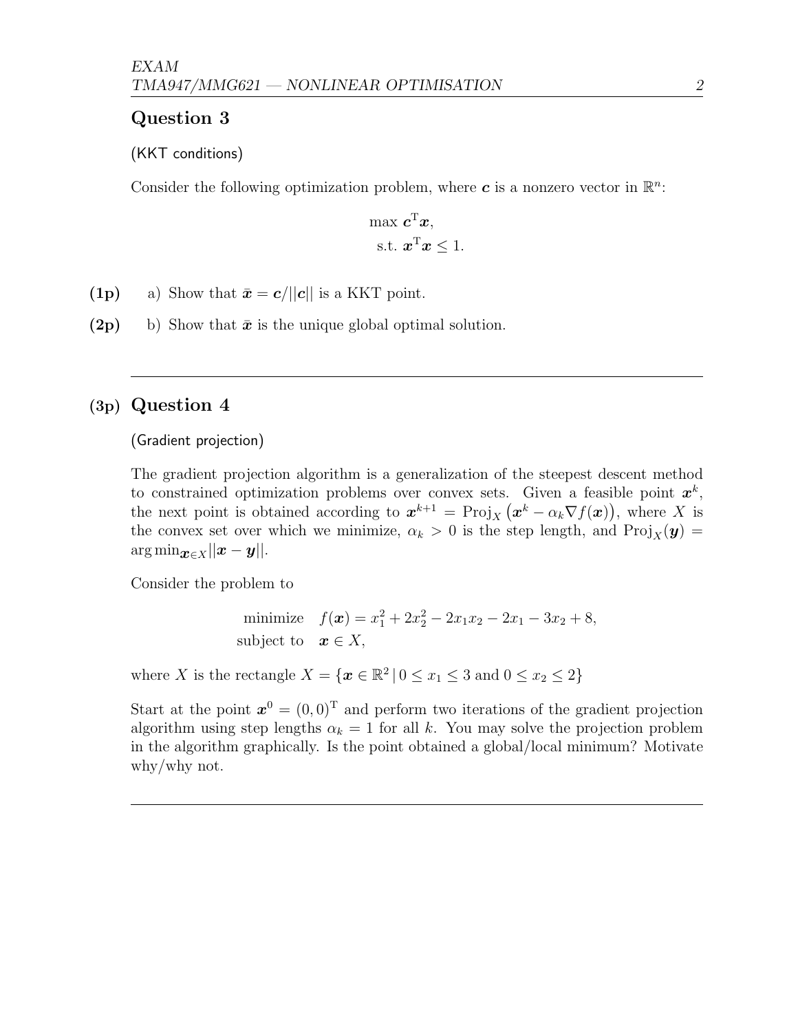## Question 3

(KKT conditions)

Consider the following optimization problem, where $\boldsymbol{c}$ is a nonzero vector in $\mathbb{R}^n$:

$$
\begin{aligned}
&\max\ \boldsymbol{c}^{\mathrm{T}}\boldsymbol{x}, \\
&\text{s.t. } \boldsymbol{x}^{\mathrm{T}}\boldsymbol{x} \leq 1.
\end{aligned}
$$

**(1p)** a) Show that $\bar{\boldsymbol{x}} = \boldsymbol{c}/||\boldsymbol{c}||$ is a KKT point.

**(2p)** b) Show that $\bar{\boldsymbol{x}}$ is the unique global optimal solution.

---

## (3p) Question 4

(Gradient projection)

The gradient projection algorithm is a generalization of the steepest descent method to constrained optimization problems over convex sets. Given a feasible point $\boldsymbol{x}^k$, the next point is obtained according to $\boldsymbol{x}^{k+1} = \operatorname{Proj}_X\left(\boldsymbol{x}^k - \alpha_k \nabla f(\boldsymbol{x})\right)$, where $X$ is the convex set over which we minimize, $\alpha_k > 0$ is the step length, and $\operatorname{Proj}_X(\boldsymbol{y}) = \arg\min_{\boldsymbol{x}\in X}||\boldsymbol{x} - \boldsymbol{y}||$.

Consider the problem to

$$
\begin{aligned}
\text{minimize} \quad & f(\boldsymbol{x}) = x_1^2 + 2x_2^2 - 2x_1x_2 - 2x_1 - 3x_2 + 8, \\
\text{subject to} \quad & \boldsymbol{x} \in X,
\end{aligned}
$$

where $X$ is the rectangle $X = \{\boldsymbol{x} \in \mathbb{R}^2 \,|\, 0 \leq x_1 \leq 3 \text{ and } 0 \leq x_2 \leq 2\}$

Start at the point $\boldsymbol{x}^0 = (0, 0)^{\mathrm{T}}$ and perform two iterations of the gradient projection algorithm using step lengths $\alpha_k = 1$ for all $k$. You may solve the projection problem in the algorithm graphically. Is the point obtained a global/local minimum? Motivate why/why not.

---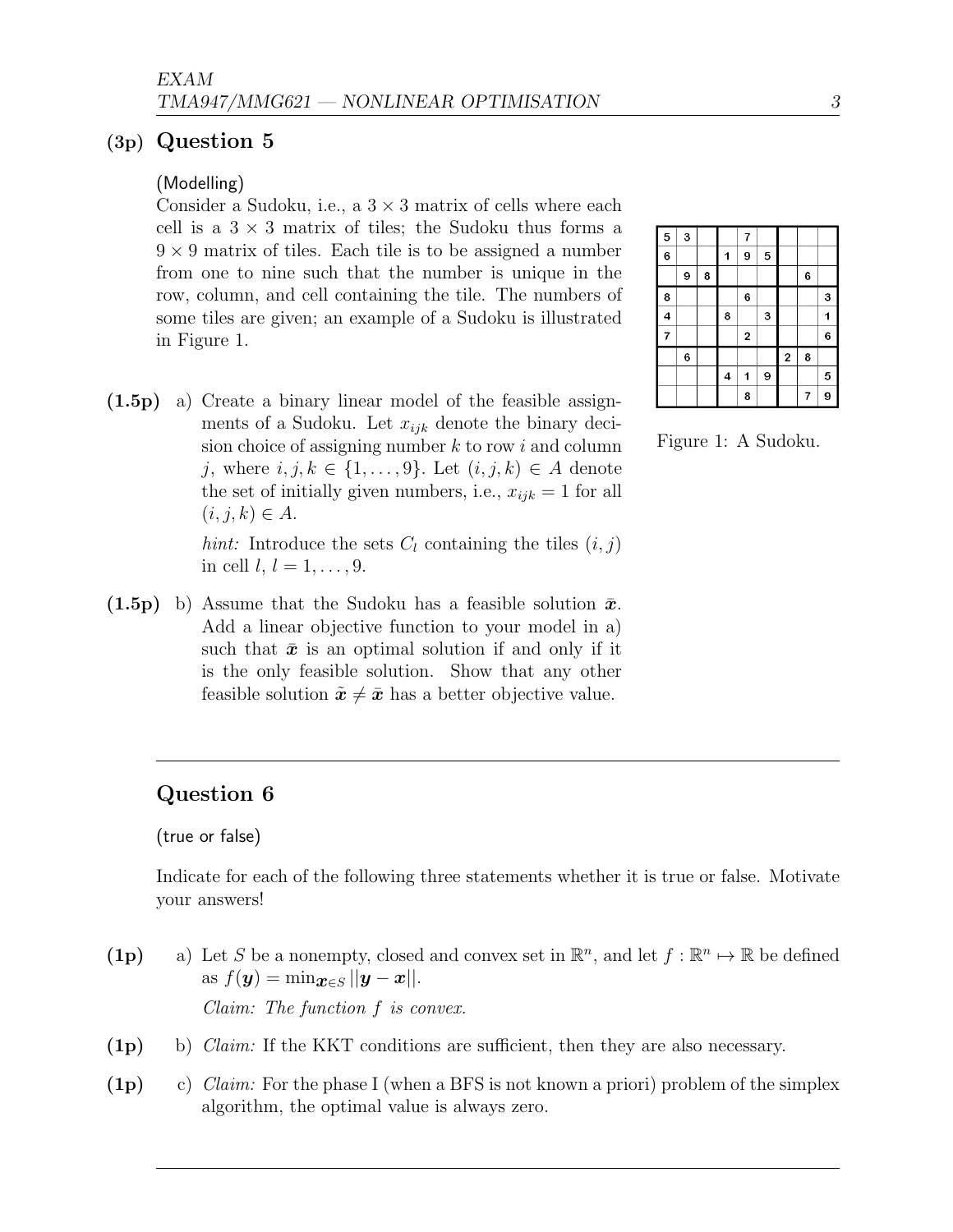## (3p) Question 5

(Modelling)

Consider a Sudoku, i.e., a $3 \times 3$ matrix of cells where each cell is a $3 \times 3$ matrix of tiles; the Sudoku thus forms a $9 \times 9$ matrix of tiles. Each tile is to be assigned a number from one to nine such that the number is unique in the row, column, and cell containing the tile. The numbers of some tiles are given; an example of a Sudoku is illustrated in Figure 1.

| 5 | 3 |   |   | 7 |   |   |   |   |
|---|---|---|---|---|---|---|---|---|
| 6 |   |   | 1 | 9 | 5 |   |   |   |
|   | 9 | 8 |   |   |   |   | 6 |   |
| 8 |   |   |   | 6 |   |   |   | 3 |
| 4 |   |   | 8 |   | 3 |   |   | 1 |
| 7 |   |   |   | 2 |   |   |   | 6 |
|   | 6 |   |   |   |   | 2 | 8 |   |
|   |   |   | 4 | 1 | 9 |   |   | 5 |
|   |   |   |   | 8 |   |   | 7 | 9 |

Figure 1: A Sudoku.

**(1.5p)** a) Create a binary linear model of the feasible assignments of a Sudoku. Let $x_{ijk}$ denote the binary decision choice of assigning number $k$ to row $i$ and column $j$, where $i, j, k \in \{1, \ldots, 9\}$. Let $(i, j, k) \in A$ denote the set of initially given numbers, i.e., $x_{ijk} = 1$ for all $(i, j, k) \in A$.

*hint:* Introduce the sets $C_l$ containing the tiles $(i, j)$ in cell $l$, $l = 1, \ldots, 9$.

**(1.5p)** b) Assume that the Sudoku has a feasible solution $\bar{\boldsymbol{x}}$. Add a linear objective function to your model in a) such that $\bar{\boldsymbol{x}}$ is an optimal solution if and only if it is the only feasible solution. Show that any other feasible solution $\tilde{\boldsymbol{x}} \neq \bar{\boldsymbol{x}}$ has a better objective value.

---

## Question 6

(true or false)

Indicate for each of the following three statements whether it is true or false. Motivate your answers!

**(1p)** a) Let $S$ be a nonempty, closed and convex set in $\mathbb{R}^n$, and let $f : \mathbb{R}^n \mapsto \mathbb{R}$ be defined as $f(\boldsymbol{y}) = \min_{\boldsymbol{x} \in S} ||\boldsymbol{y} - \boldsymbol{x}||$.

*Claim: The function $f$ is convex.*

**(1p)** b) *Claim:* If the KKT conditions are sufficient, then they are also necessary.

**(1p)** c) *Claim:* For the phase I (when a BFS is not known a priori) problem of the simplex algorithm, the optimal value is always zero.

---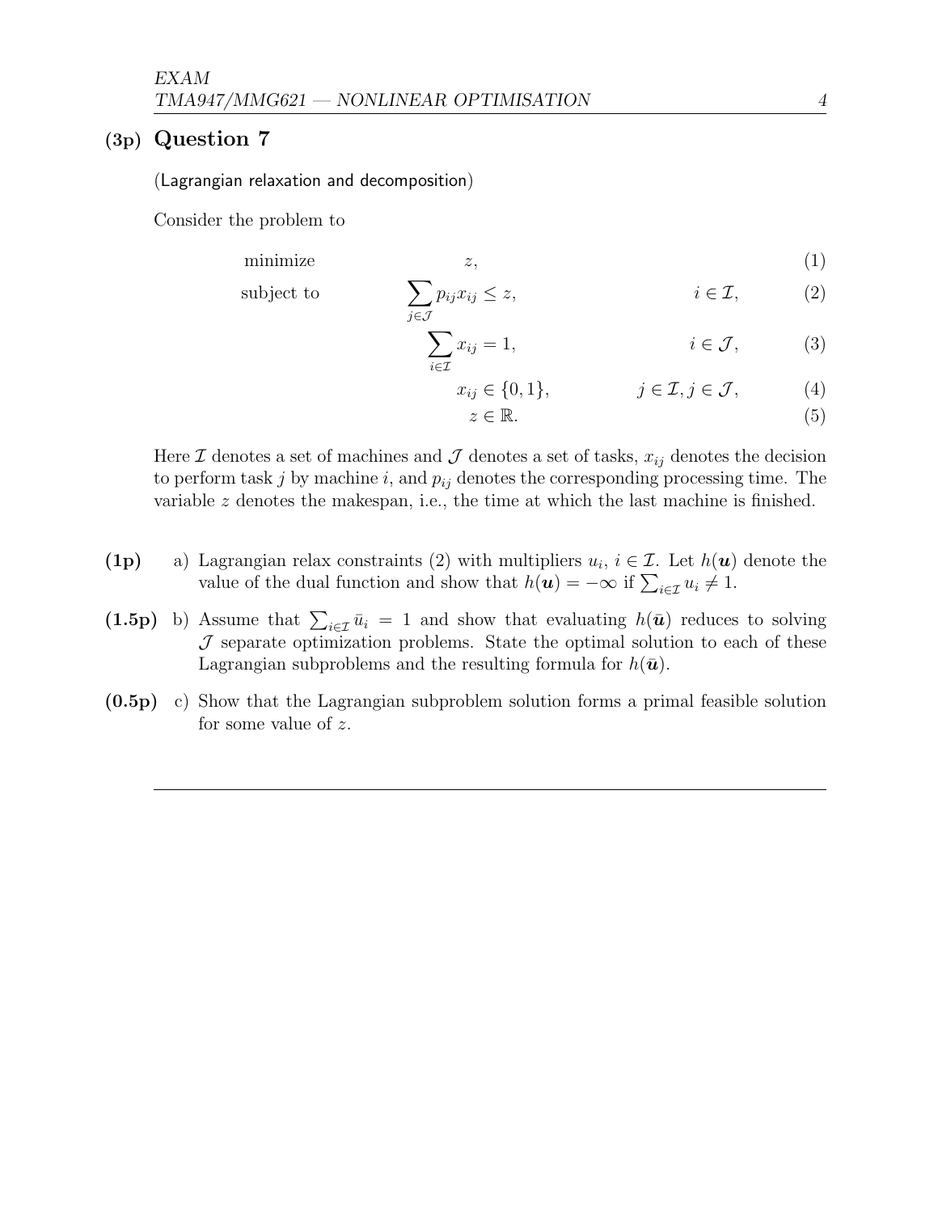## (3p) Question 7

(Lagrangian relaxation and decomposition)

Consider the problem to

$$
\begin{aligned}
&\text{minimize} && z, && && (1)\\
&\text{subject to} && \sum_{j \in \mathcal{J}} p_{ij} x_{ij} \leq z, && i \in \mathcal{I}, && (2)\\
& && \sum_{i \in \mathcal{I}} x_{ij} = 1, && i \in \mathcal{J}, && (3)\\
& && x_{ij} \in \{0,1\}, && j \in \mathcal{I}, j \in \mathcal{J}, && (4)\\
& && z \in \mathbb{R}. && && (5)
\end{aligned}
$$

Here $\mathcal{I}$ denotes a set of machines and $\mathcal{J}$ denotes a set of tasks, $x_{ij}$ denotes the decision to perform task $j$ by machine $i$, and $p_{ij}$ denotes the corresponding processing time. The variable $z$ denotes the makespan, i.e., the time at which the last machine is finished.

**(1p)** a) Lagrangian relax constraints (2) with multipliers $u_i$, $i \in \mathcal{I}$. Let $h(\boldsymbol{u})$ denote the value of the dual function and show that $h(\boldsymbol{u}) = -\infty$ if $\sum_{i \in \mathcal{I}} u_i \neq 1$.

**(1.5p)** b) Assume that $\sum_{i \in \mathcal{I}} \bar{u}_i = 1$ and show that evaluating $h(\bar{\boldsymbol{u}})$ reduces to solving $\mathcal{J}$ separate optimization problems. State the optimal solution to each of these Lagrangian subproblems and the resulting formula for $h(\bar{\boldsymbol{u}})$.

**(0.5p)** c) Show that the Lagrangian subproblem solution forms a primal feasible solution for some value of $z$.